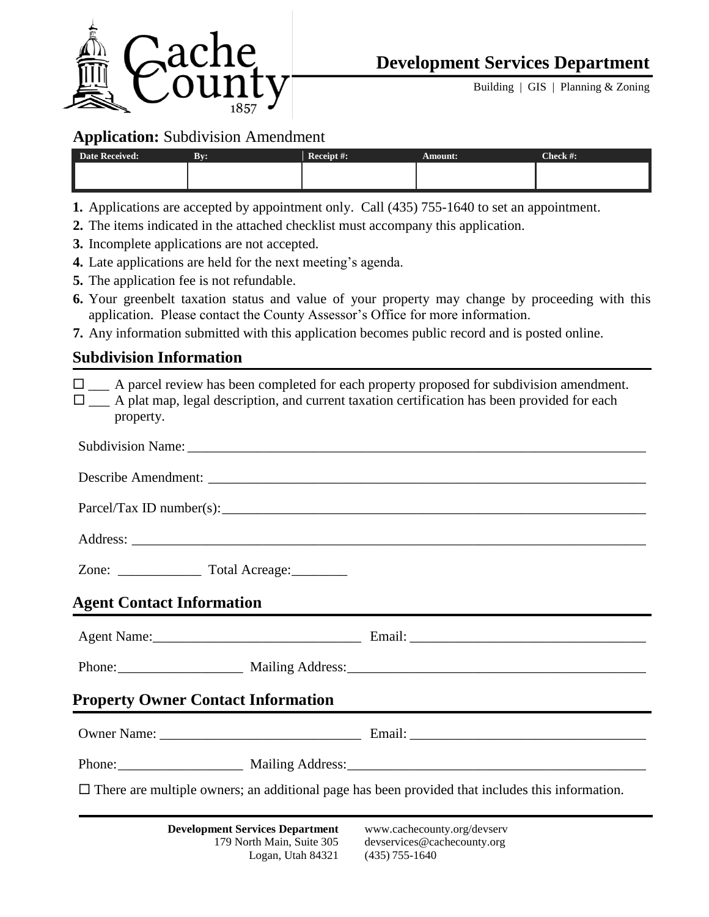Cache County 1857

# Development Services Department

Building | GIS | Planning & Zoning

## Application: Subdivision Amendment

| Date Received: | By: | Receipt #: | Amount: | Check #: |
|---|---|---|---|---|
| | | | | |

1. Applications are accepted by appointment only. Call (435) 755-1640 to set an appointment.
2. The items indicated in the attached checklist must accompany this application.
3. Incomplete applications are not accepted.
4. Late applications are held for the next meeting's agenda.
5. The application fee is not refundable.
6. Your greenbelt taxation status and value of your property may change by proceeding with this application. Please contact the County Assessor's Office for more information.
7. Any information submitted with this application becomes public record and is posted online.

## Subdivision Information

☐ ___ A parcel review has been completed for each property proposed for subdivision amendment.

☐ ___ A plat map, legal description, and current taxation certification has been provided for each property.

Subdivision Name: ______________________________________________________________

Describe Amendment: ____________________________________________________________

Parcel/Tax ID number(s): __________________________________________________________

Address: _______________________________________________________________________

Zone: ____________ Total Acreage: ________

## Agent Contact Information

Agent Name: ______________________________ Email: __________________________________

Phone: __________________ Mailing Address: ___________________________________________

## Property Owner Contact Information

Owner Name: _____________________________ Email: __________________________________

Phone: __________________ Mailing Address: ___________________________________________

☐ There are multiple owners; an additional page has been provided that includes this information.

**Development Services Department**
179 North Main, Suite 305
Logan, Utah 84321

www.cachecounty.org/devserv
devservices@cachecounty.org
(435) 755-1640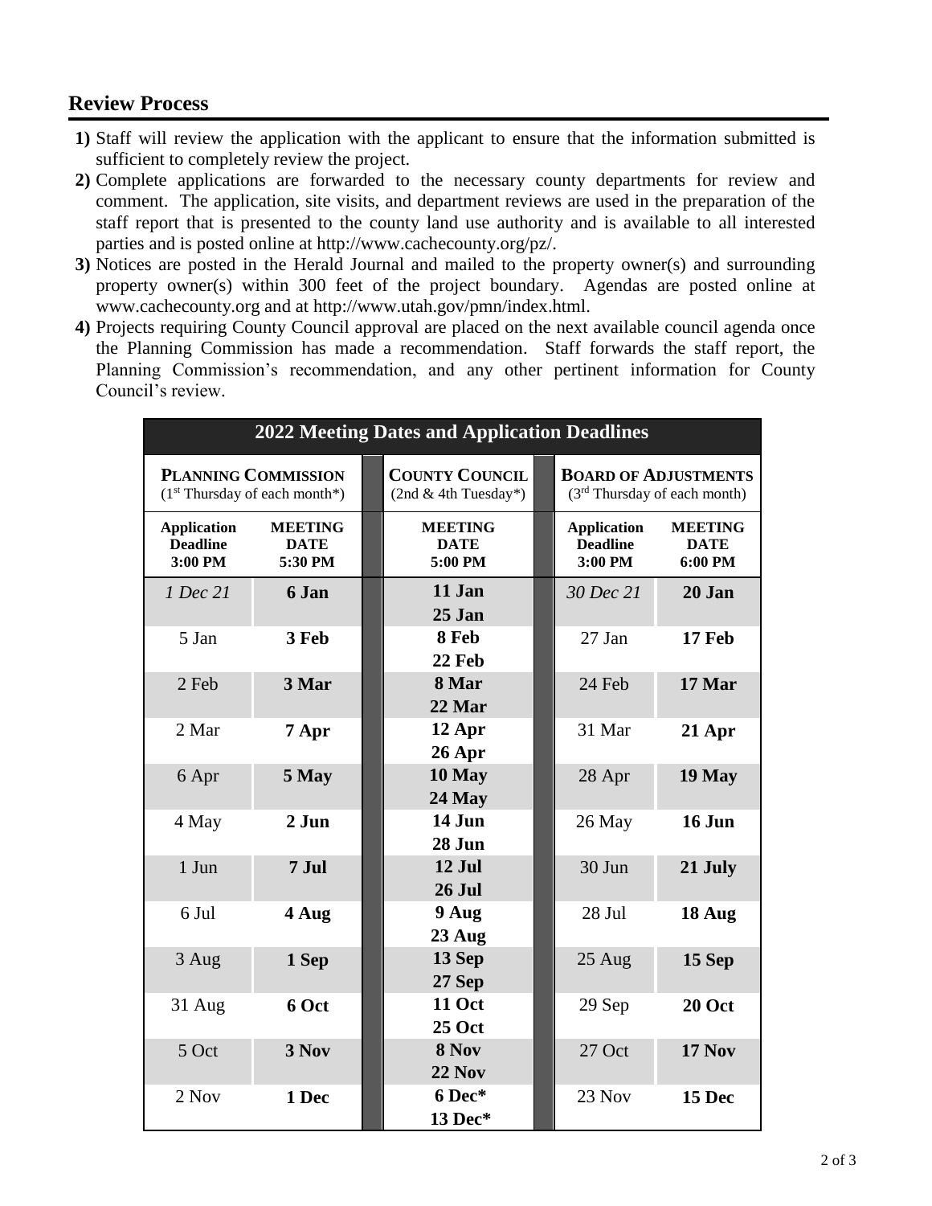## Review Process

1. Staff will review the application with the applicant to ensure that the information submitted is sufficient to completely review the project.
2. Complete applications are forwarded to the necessary county departments for review and comment. The application, site visits, and department reviews are used in the preparation of the staff report that is presented to the county land use authority and is available to all interested parties and is posted online at http://www.cachecounty.org/pz/.
3. Notices are posted in the Herald Journal and mailed to the property owner(s) and surrounding property owner(s) within 300 feet of the project boundary. Agendas are posted online at www.cachecounty.org and at http://www.utah.gov/pmn/index.html.
4. Projects requiring County Council approval are placed on the next available council agenda once the Planning Commission has made a recommendation. Staff forwards the staff report, the Planning Commission's recommendation, and any other pertinent information for County Council's review.

| **2022 Meeting Dates and Application Deadlines** | | | | |
|---|---|---|---|---|
| **PLANNING COMMISSION** (1st Thursday of each month*) | | **COUNTY COUNCIL** (2nd & 4th Tuesday*) | **BOARD OF ADJUSTMENTS** (3rd Thursday of each month) | |
| **Application Deadline 3:00 PM** | **MEETING DATE 5:30 PM** | **MEETING DATE 5:00 PM** | **Application Deadline 3:00 PM** | **MEETING DATE 6:00 PM** |
| *1 Dec 21* | **6 Jan** | **11 Jan**<br>**25 Jan** | *30 Dec 21* | **20 Jan** |
| 5 Jan | **3 Feb** | **8 Feb**<br>**22 Feb** | 27 Jan | **17 Feb** |
| 2 Feb | **3 Mar** | **8 Mar**<br>**22 Mar** | 24 Feb | **17 Mar** |
| 2 Mar | **7 Apr** | **12 Apr**<br>**26 Apr** | 31 Mar | **21 Apr** |
| 6 Apr | **5 May** | **10 May**<br>**24 May** | 28 Apr | **19 May** |
| 4 May | **2 Jun** | **14 Jun**<br>**28 Jun** | 26 May | **16 Jun** |
| 1 Jun | **7 Jul** | **12 Jul**<br>**26 Jul** | 30 Jun | **21 July** |
| 6 Jul | **4 Aug** | **9 Aug**<br>**23 Aug** | 28 Jul | **18 Aug** |
| 3 Aug | **1 Sep** | **13 Sep**<br>**27 Sep** | 25 Aug | **15 Sep** |
| 31 Aug | **6 Oct** | **11 Oct**<br>**25 Oct** | 29 Sep | **20 Oct** |
| 5 Oct | **3 Nov** | **8 Nov**<br>**22 Nov** | 27 Oct | **17 Nov** |
| 2 Nov | **1 Dec** | **6 Dec***<br>**13 Dec*** | 23 Nov | **15 Dec** |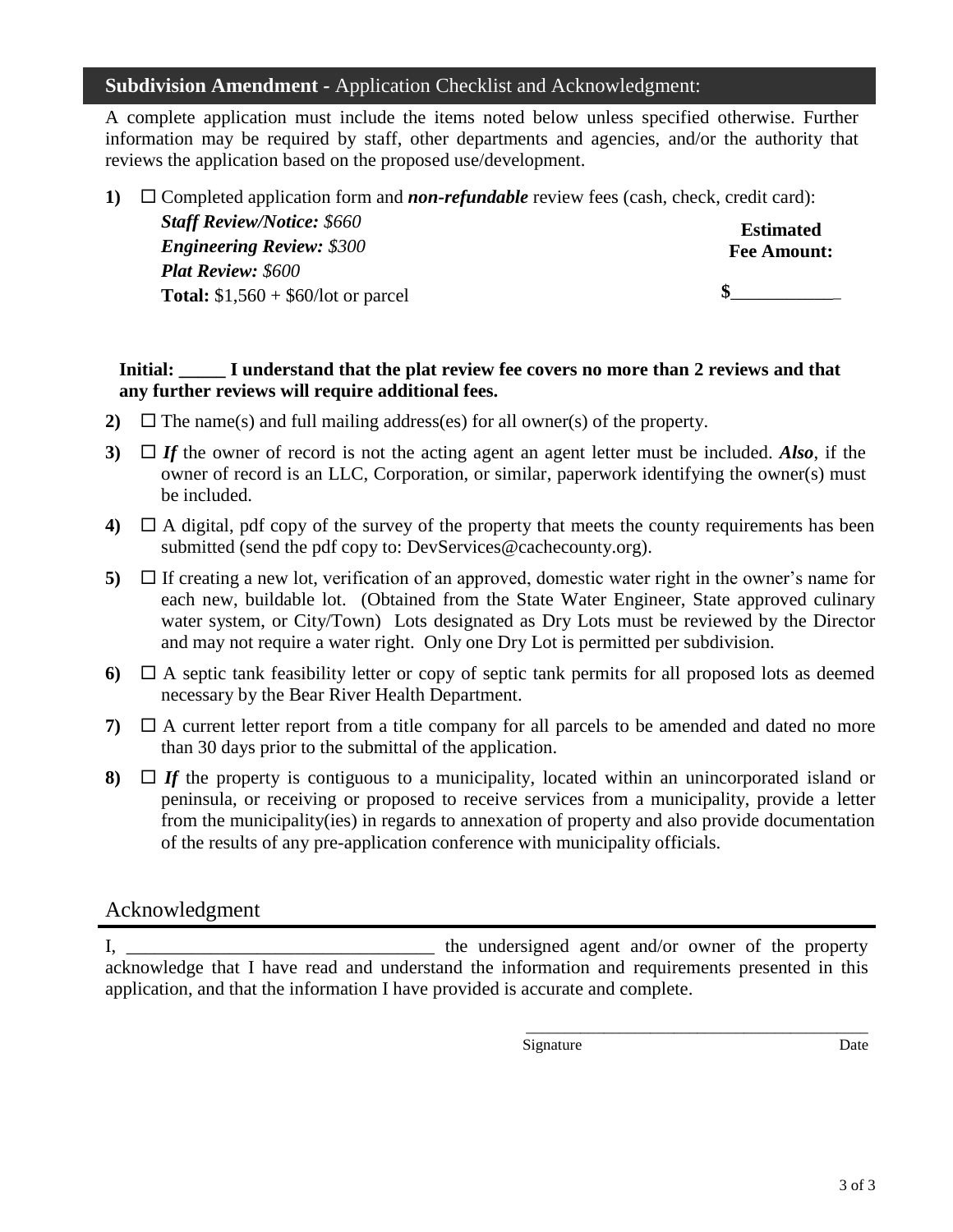## **Subdivision Amendment -** Application Checklist and Acknowledgment:

A complete application must include the items noted below unless specified otherwise. Further information may be required by staff, other departments and agencies, and/or the authority that reviews the application based on the proposed use/development.

**1)** ☐ Completed application form and ***non-refundable*** review fees (cash, check, credit card):

***Staff Review/Notice:*** *$660*
***Engineering Review:*** *$300*
***Plat Review:*** *$600*
**Total:** $1,560 + $60/lot or parcel

**Estimated Fee Amount:**

**$**____________

**Initial: _____ I understand that the plat review fee covers no more than 2 reviews and that any further reviews will require additional fees.**

**2)** ☐ The name(s) and full mailing address(es) for all owner(s) of the property.

**3)** ☐ ***If*** the owner of record is not the acting agent an agent letter must be included. ***Also***, if the owner of record is an LLC, Corporation, or similar, paperwork identifying the owner(s) must be included.

**4)** ☐ A digital, pdf copy of the survey of the property that meets the county requirements has been submitted (send the pdf copy to: DevServices@cachecounty.org).

**5)** ☐ If creating a new lot, verification of an approved, domestic water right in the owner's name for each new, buildable lot. (Obtained from the State Water Engineer, State approved culinary water system, or City/Town) Lots designated as Dry Lots must be reviewed by the Director and may not require a water right. Only one Dry Lot is permitted per subdivision.

**6)** ☐ A septic tank feasibility letter or copy of septic tank permits for all proposed lots as deemed necessary by the Bear River Health Department.

**7)** ☐ A current letter report from a title company for all parcels to be amended and dated no more than 30 days prior to the submittal of the application.

**8)** ☐ ***If*** the property is contiguous to a municipality, located within an unincorporated island or peninsula, or receiving or proposed to receive services from a municipality, provide a letter from the municipality(ies) in regards to annexation of property and also provide documentation of the results of any pre-application conference with municipality officials.

## Acknowledgment

I, _________________________________ the undersigned agent and/or owner of the property acknowledge that I have read and understand the information and requirements presented in this application, and that the information I have provided is accurate and complete.

___________________________________________

Signature Date